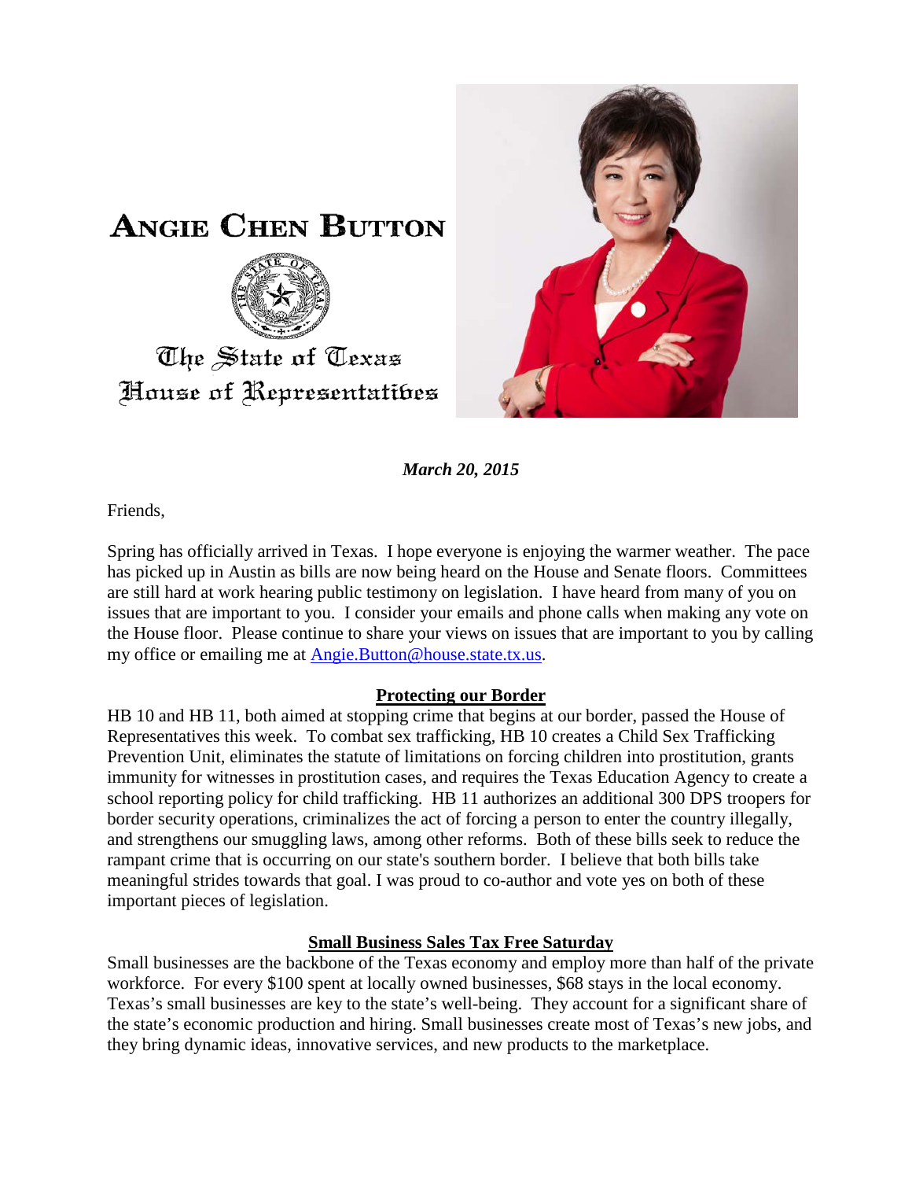# ANGIE CHEN BUTTON

The State of Texas
House of Representatives

*March 20, 2015*

Friends,

Spring has officially arrived in Texas. I hope everyone is enjoying the warmer weather. The pace has picked up in Austin as bills are now being heard on the House and Senate floors. Committees are still hard at work hearing public testimony on legislation. I have heard from many of you on issues that are important to you. I consider your emails and phone calls when making any vote on the House floor. Please continue to share your views on issues that are important to you by calling my office or emailing me at Angie.Button@house.state.tx.us.

## Protecting our Border

HB 10 and HB 11, both aimed at stopping crime that begins at our border, passed the House of Representatives this week. To combat sex trafficking, HB 10 creates a Child Sex Trafficking Prevention Unit, eliminates the statute of limitations on forcing children into prostitution, grants immunity for witnesses in prostitution cases, and requires the Texas Education Agency to create a school reporting policy for child trafficking. HB 11 authorizes an additional 300 DPS troopers for border security operations, criminalizes the act of forcing a person to enter the country illegally, and strengthens our smuggling laws, among other reforms. Both of these bills seek to reduce the rampant crime that is occurring on our state's southern border. I believe that both bills take meaningful strides towards that goal. I was proud to co-author and vote yes on both of these important pieces of legislation.

## Small Business Sales Tax Free Saturday

Small businesses are the backbone of the Texas economy and employ more than half of the private workforce. For every $100 spent at locally owned businesses, $68 stays in the local economy. Texas's small businesses are key to the state's well-being. They account for a significant share of the state's economic production and hiring. Small businesses create most of Texas's new jobs, and they bring dynamic ideas, innovative services, and new products to the marketplace.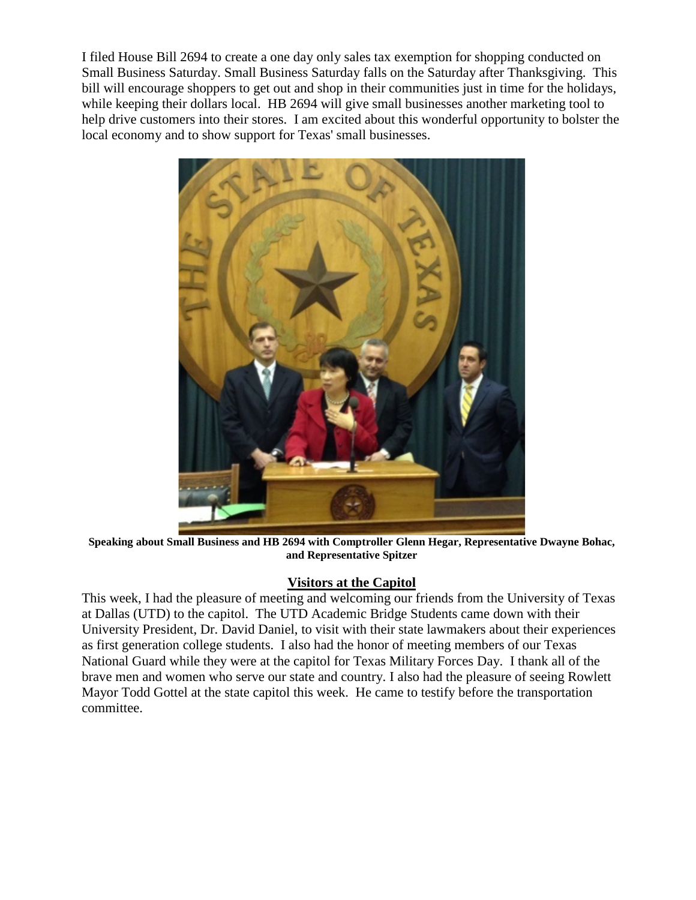I filed House Bill 2694 to create a one day only sales tax exemption for shopping conducted on Small Business Saturday. Small Business Saturday falls on the Saturday after Thanksgiving. This bill will encourage shoppers to get out and shop in their communities just in time for the holidays, while keeping their dollars local. HB 2694 will give small businesses another marketing tool to help drive customers into their stores. I am excited about this wonderful opportunity to bolster the local economy and to show support for Texas' small businesses.

**Speaking about Small Business and HB 2694 with Comptroller Glenn Hegar, Representative Dwayne Bohac, and Representative Spitzer**

## Visitors at the Capitol

This week, I had the pleasure of meeting and welcoming our friends from the University of Texas at Dallas (UTD) to the capitol. The UTD Academic Bridge Students came down with their University President, Dr. David Daniel, to visit with their state lawmakers about their experiences as first generation college students. I also had the honor of meeting members of our Texas National Guard while they were at the capitol for Texas Military Forces Day. I thank all of the brave men and women who serve our state and country. I also had the pleasure of seeing Rowlett Mayor Todd Gottel at the state capitol this week. He came to testify before the transportation committee.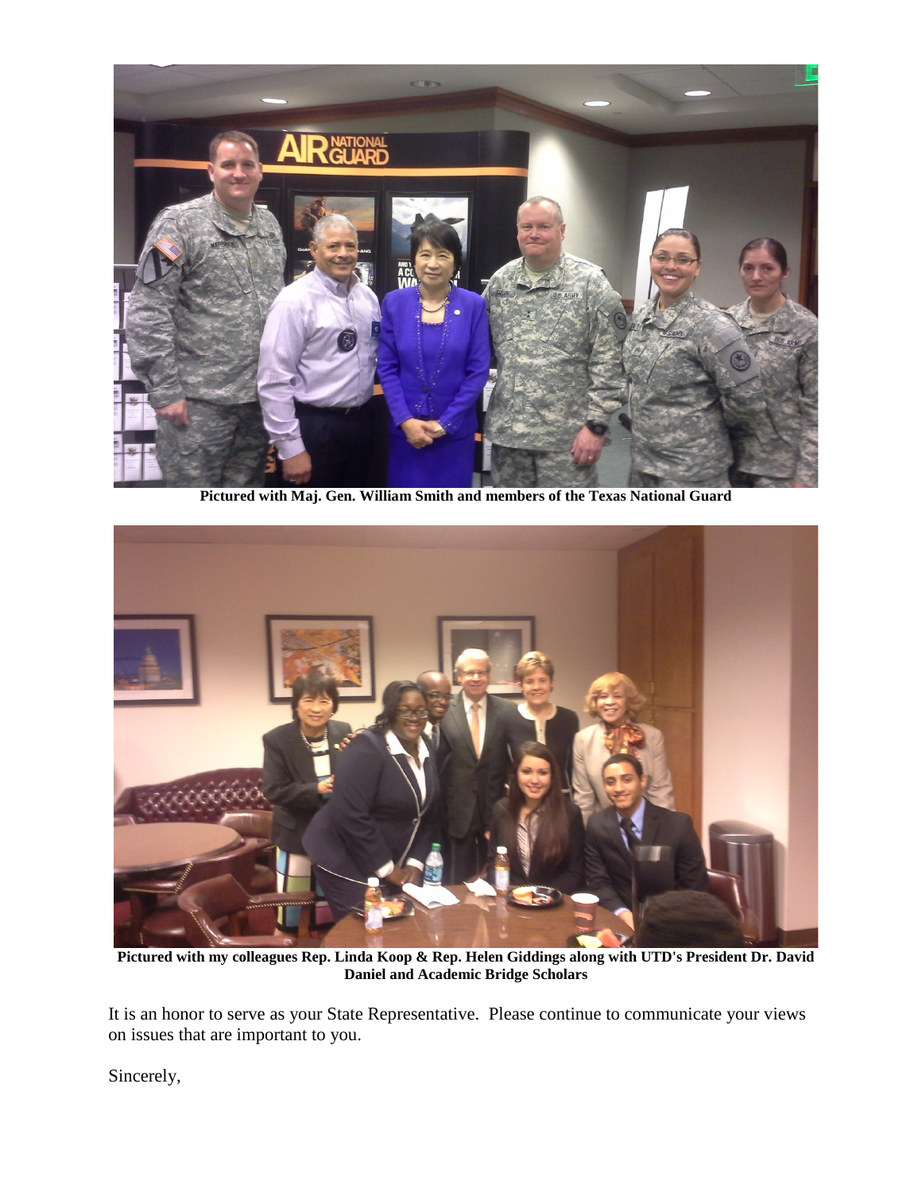**Pictured with Maj. Gen. William Smith and members of the Texas National Guard**

**Pictured with my colleagues Rep. Linda Koop & Rep. Helen Giddings along with UTD's President Dr. David Daniel and Academic Bridge Scholars**

It is an honor to serve as your State Representative. Please continue to communicate your views on issues that are important to you.

Sincerely,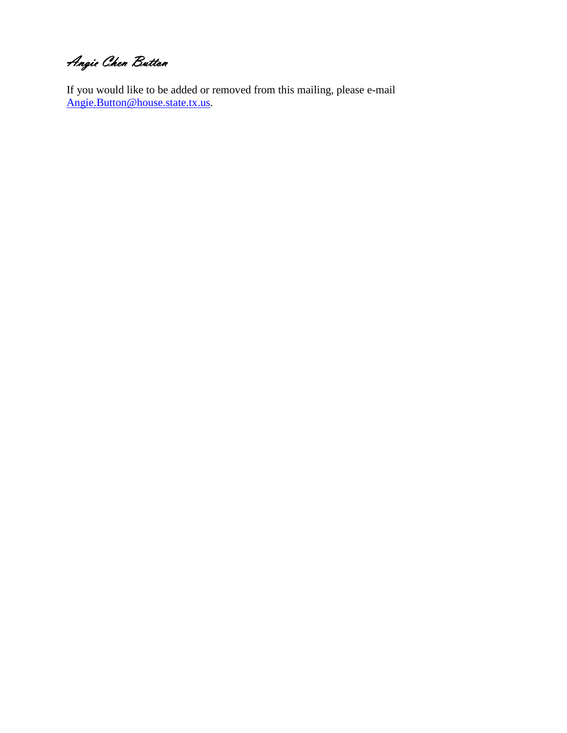*Angie Chen Button*

If you would like to be added or removed from this mailing, please e-mail [Angie.Button@house.state.tx.us](mailto:Angie.Button@house.state.tx.us).